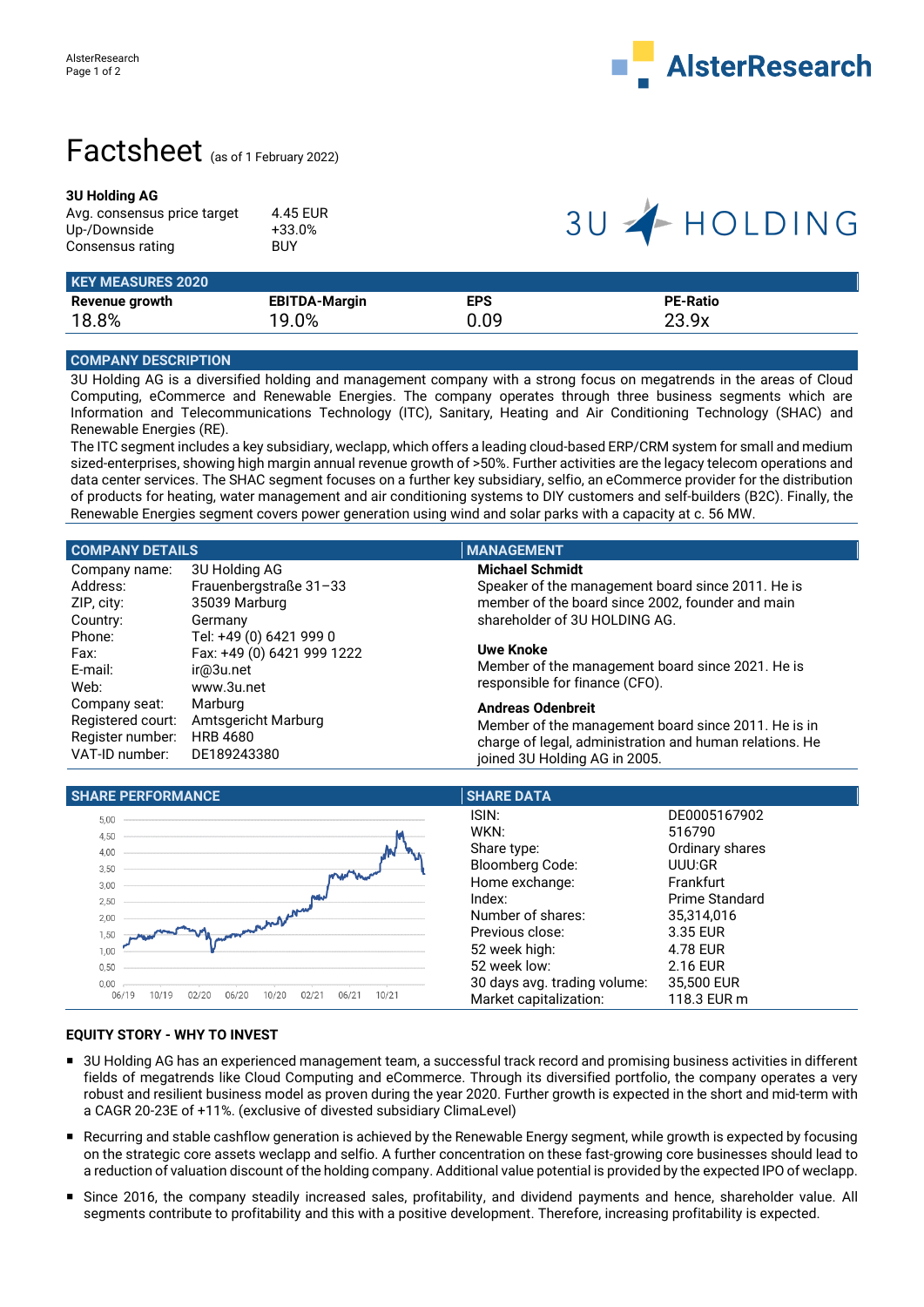# Factsheet (as of 1 February 2022)

**3U Holding AG**

| | |
|---|---|
| Avg. consensus price target | 4.45 EUR |
| Up-/Downside | +33.0% |
| Consensus rating | BUY |

## KEY MEASURES 2020

| Revenue growth | EBITDA-Margin | EPS | PE-Ratio |
|---|---|---|---|
| 18.8% | 19.0% | 0.09 | 23.9x |

## COMPANY DESCRIPTION

3U Holding AG is a diversified holding and management company with a strong focus on megatrends in the areas of Cloud Computing, eCommerce and Renewable Energies. The company operates through three business segments which are Information and Telecommunications Technology (ITC), Sanitary, Heating and Air Conditioning Technology (SHAC) and Renewable Energies (RE).

The ITC segment includes a key subsidiary, weclapp, which offers a leading cloud-based ERP/CRM system for small and medium sized-enterprises, showing high margin annual revenue growth of >50%. Further activities are the legacy telecom operations and data center services. The SHAC segment focuses on a further key subsidiary, selfio, an eCommerce provider for the distribution of products for heating, water management and air conditioning systems to DIY customers and self-builders (B2C). Finally, the Renewable Energies segment covers power generation using wind and solar parks with a capacity at c. 56 MW.

## COMPANY DETAILS

| | |
|---|---|
| Company name: | 3U Holding AG |
| Address: | Frauenbergstraße 31–33 |
| ZIP, city: | 35039 Marburg |
| Country: | Germany |
| Phone: | Tel: +49 (0) 6421 999 0 |
| Fax: | Fax: +49 (0) 6421 999 1222 |
| E-mail: | ir@3u.net |
| Web: | www.3u.net |
| Company seat: | Marburg |
| Registered court: | Amtsgericht Marburg |
| Register number: | HRB 4680 |
| VAT-ID number: | DE189243380 |

## MANAGEMENT

**Michael Schmidt**
Speaker of the management board since 2011. He is member of the board since 2002, founder and main shareholder of 3U HOLDING AG.

**Uwe Knoke**
Member of the management board since 2021. He is responsible for finance (CFO).

**Andreas Odenbreit**
Member of the management board since 2011. He is in charge of legal, administration and human relations. He joined 3U Holding AG in 2005.

## SHARE PERFORMANCE

## SHARE DATA

| | |
|---|---|
| ISIN: | DE0005167902 |
| WKN: | 516790 |
| Share type: | Ordinary shares |
| Bloomberg Code: | UUU:GR |
| Home exchange: | Frankfurt |
| Index: | Prime Standard |
| Number of shares: | 35,314,016 |
| Previous close: | 3.35 EUR |
| 52 week high: | 4.78 EUR |
| 52 week low: | 2.16 EUR |
| 30 days avg. trading volume: | 35,500 EUR |
| Market capitalization: | 118.3 EUR m |

## EQUITY STORY - WHY TO INVEST

- 3U Holding AG has an experienced management team, a successful track record and promising business activities in different fields of megatrends like Cloud Computing and eCommerce. Through its diversified portfolio, the company operates a very robust and resilient business model as proven during the year 2020. Further growth is expected in the short and mid-term with a CAGR 20-23E of +11%. (exclusive of divested subsidiary ClimaLevel)
- Recurring and stable cashflow generation is achieved by the Renewable Energy segment, while growth is expected by focusing on the strategic core assets weclapp and selfio. A further concentration on these fast-growing core businesses should lead to a reduction of valuation discount of the holding company. Additional value potential is provided by the expected IPO of weclapp.
- Since 2016, the company steadily increased sales, profitability, and dividend payments and hence, shareholder value. All segments contribute to profitability and this with a positive development. Therefore, increasing profitability is expected.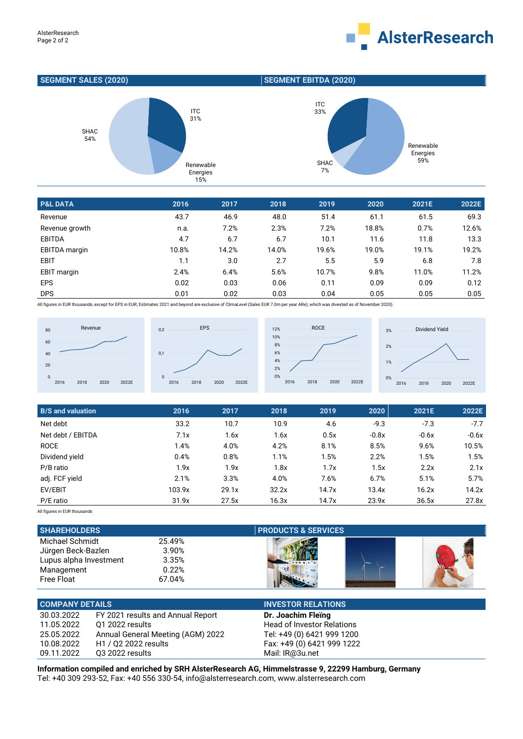## SEGMENT SALES (2020)

ITC
31%

SHAC
54%

Renewable
Energies
15%

## SEGMENT EBITDA (2020)

ITC
33%

Renewable
Energies
59%

SHAC
7%

| P&L DATA | 2016 | 2017 | 2018 | 2019 | 2020 | 2021E | 2022E |
|---|---|---|---|---|---|---|---|
| Revenue | 43.7 | 46.9 | 48.0 | 51.4 | 61.1 | 61.5 | 69.3 |
| Revenue growth | n.a. | 7.2% | 2.3% | 7.2% | 18.8% | 0.7% | 12.6% |
| EBITDA | 4.7 | 6.7 | 6.7 | 10.1 | 11.6 | 11.8 | 13.3 |
| EBITDA margin | 10.8% | 14.2% | 14.0% | 19.6% | 19.0% | 19.1% | 19.2% |
| EBIT | 1.1 | 3.0 | 2.7 | 5.5 | 5.9 | 6.8 | 7.8 |
| EBIT margin | 2.4% | 6.4% | 5.6% | 10.7% | 9.8% | 11.0% | 11.2% |
| EPS | 0.02 | 0.03 | 0.06 | 0.11 | 0.09 | 0.09 | 0.12 |
| DPS | 0.01 | 0.02 | 0.03 | 0.04 | 0.05 | 0.05 | 0.05 |

All figures in EUR thousands, except for EPS in EUR; Estimates 2021 and beyond are exclusive of ClimaLevel (Sales EUR 7.0m per year ARe), which was divested as of November 2020).

Revenue
80
60
40
20
0
2016 2018 2020 2022E

EPS
0,2
0,1
0
2016 2018 2020 2022E

ROCE
12%
10%
8%
6%
4%
2%
0%
2016 2018 2020 2022E

Dividend Yield
3%
2%
1%
0%
2016 2018 2020 2022E

| B/S and valuation | 2016 | 2017 | 2018 | 2019 | 2020 | 2021E | 2022E |
|---|---|---|---|---|---|---|---|
| Net debt | 33.2 | 10.7 | 10.9 | 4.6 | -9.3 | -7.3 | -7.7 |
| Net debt / EBITDA | 7.1x | 1.6x | 1.6x | 0.5x | -0.8x | -0.6x | -0.6x |
| ROCE | 1.4% | 4.0% | 4.2% | 8.1% | 8.5% | 9.6% | 10.5% |
| Dividend yield | 0.4% | 0.8% | 1.1% | 1.5% | 2.2% | 1.5% | 1.5% |
| P/B ratio | 1.9x | 1.9x | 1.8x | 1.7x | 1.5x | 2.2x | 2.1x |
| adj. FCF yield | 2.1% | 3.3% | 4.0% | 7.6% | 6.7% | 5.1% | 5.7% |
| EV/EBIT | 103.9x | 29.1x | 32.2x | 14.7x | 13.4x | 16.2x | 14.2x |
| P/E ratio | 31.9x | 27.5x | 16.3x | 14.7x | 23.9x | 36.5x | 27.8x |

All figures in EUR thousands

## SHAREHOLDERS

| | |
|---|---|
| Michael Schmidt | 25.49% |
| Jürgen Beck-Bazlen | 3.90% |
| Lupus alpha Investment | 3.35% |
| Management | 0.22% |
| Free Float | 67.04% |

## PRODUCTS & SERVICES

## COMPANY DETAILS

| | |
|---|---|
| 30.03.2022 | FY 2021 results and Annual Report |
| 11.05.2022 | Q1 2022 results |
| 25.05.2022 | Annual General Meeting (AGM) 2022 |
| 10.08.2022 | H1 / Q2 2022 results |
| 09.11.2022 | Q3 2022 results |

## INVESTOR RELATIONS

**Dr. Joachim Fleïng**
Head of Investor Relations
Tel: +49 (0) 6421 999 1200
Fax: +49 (0) 6421 999 1222
Mail: IR@3u.net

**Information compiled and enriched by SRH AlsterResearch AG, Himmelstrasse 9, 22299 Hamburg, Germany**
Tel: +40 309 293-52, Fax: +40 556 330-54, info@alsterresearch.com, www.alsterresearch.com